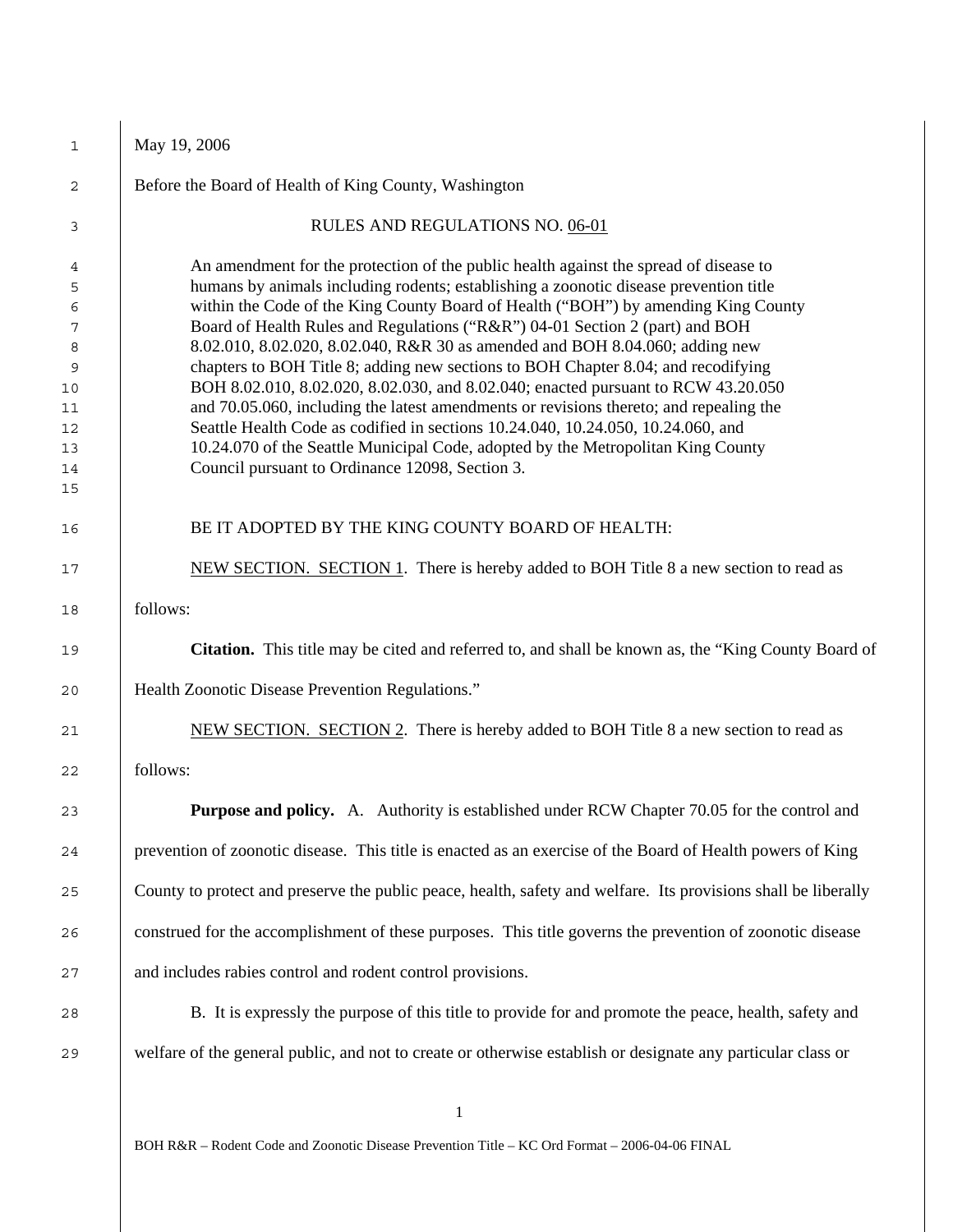May 19, 2006

Before the Board of Health of King County, Washington

RULES AND REGULATIONS NO. 06-01

An amendment for the protection of the public health against the spread of disease to humans by animals including rodents; establishing a zoonotic disease prevention title within the Code of the King County Board of Health ("BOH") by amending King County Board of Health Rules and Regulations ("R&R") 04-01 Section 2 (part) and BOH 8.02.010, 8.02.020, 8.02.040, R&R 30 as amended and BOH 8.04.060; adding new chapters to BOH Title 8; adding new sections to BOH Chapter 8.04; and recodifying BOH 8.02.010, 8.02.020, 8.02.030, and 8.02.040; enacted pursuant to RCW 43.20.050 and 70.05.060, including the latest amendments or revisions thereto; and repealing the Seattle Health Code as codified in sections 10.24.040, 10.24.050, 10.24.060, and 10.24.070 of the Seattle Municipal Code, adopted by the Metropolitan King County Council pursuant to Ordinance 12098, Section 3.

BE IT ADOPTED BY THE KING COUNTY BOARD OF HEALTH:

NEW SECTION. SECTION 1. There is hereby added to BOH Title 8 a new section to read as follows:

**Citation.** This title may be cited and referred to, and shall be known as, the "King County Board of Health Zoonotic Disease Prevention Regulations."

NEW SECTION. SECTION 2. There is hereby added to BOH Title 8 a new section to read as follows:

**Purpose and policy.** A. Authority is established under RCW Chapter 70.05 for the control and prevention of zoonotic disease. This title is enacted as an exercise of the Board of Health powers of King County to protect and preserve the public peace, health, safety and welfare. Its provisions shall be liberally construed for the accomplishment of these purposes. This title governs the prevention of zoonotic disease and includes rabies control and rodent control provisions.

B. It is expressly the purpose of this title to provide for and promote the peace, health, safety and welfare of the general public, and not to create or otherwise establish or designate any particular class or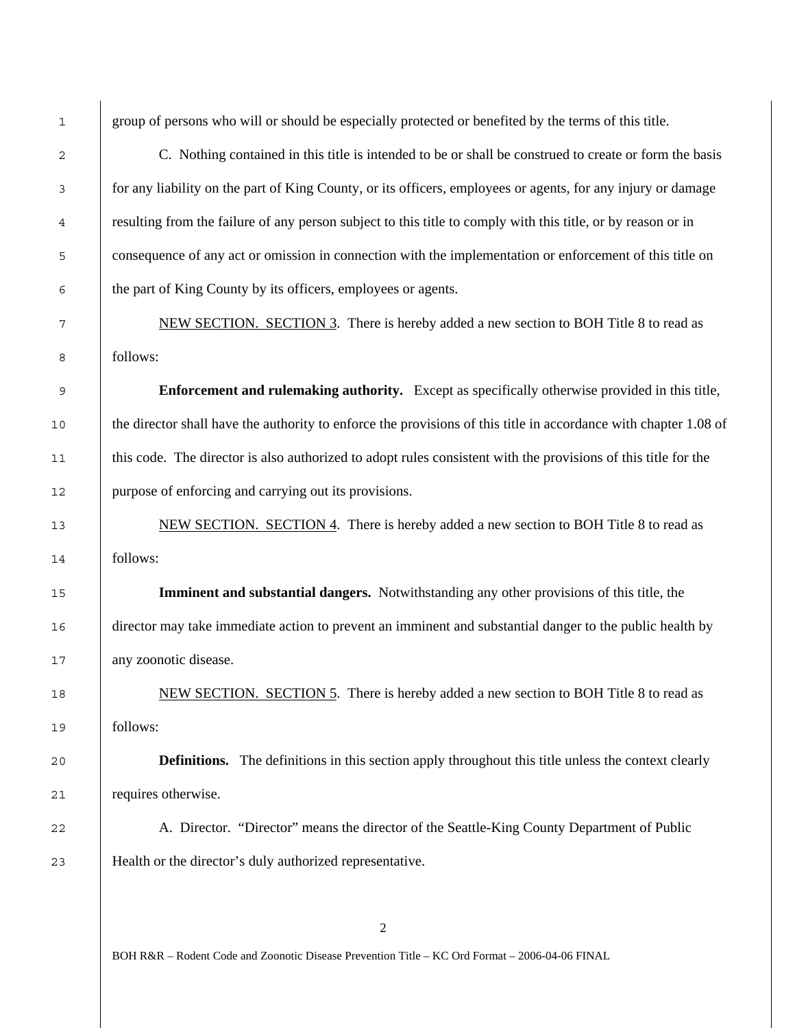group of persons who will or should be especially protected or benefited by the terms of this title.

C. Nothing contained in this title is intended to be or shall be construed to create or form the basis for any liability on the part of King County, or its officers, employees or agents, for any injury or damage resulting from the failure of any person subject to this title to comply with this title, or by reason or in consequence of any act or omission in connection with the implementation or enforcement of this title on the part of King County by its officers, employees or agents.

NEW SECTION. SECTION 3. There is hereby added a new section to BOH Title 8 to read as follows:

**Enforcement and rulemaking authority.** Except as specifically otherwise provided in this title, the director shall have the authority to enforce the provisions of this title in accordance with chapter 1.08 of this code. The director is also authorized to adopt rules consistent with the provisions of this title for the purpose of enforcing and carrying out its provisions.

NEW SECTION. SECTION 4. There is hereby added a new section to BOH Title 8 to read as follows:

**Imminent and substantial dangers.** Notwithstanding any other provisions of this title, the director may take immediate action to prevent an imminent and substantial danger to the public health by any zoonotic disease.

NEW SECTION. SECTION 5. There is hereby added a new section to BOH Title 8 to read as follows:

**Definitions.** The definitions in this section apply throughout this title unless the context clearly requires otherwise.

A. Director. "Director" means the director of the Seattle-King County Department of Public Health or the director's duly authorized representative.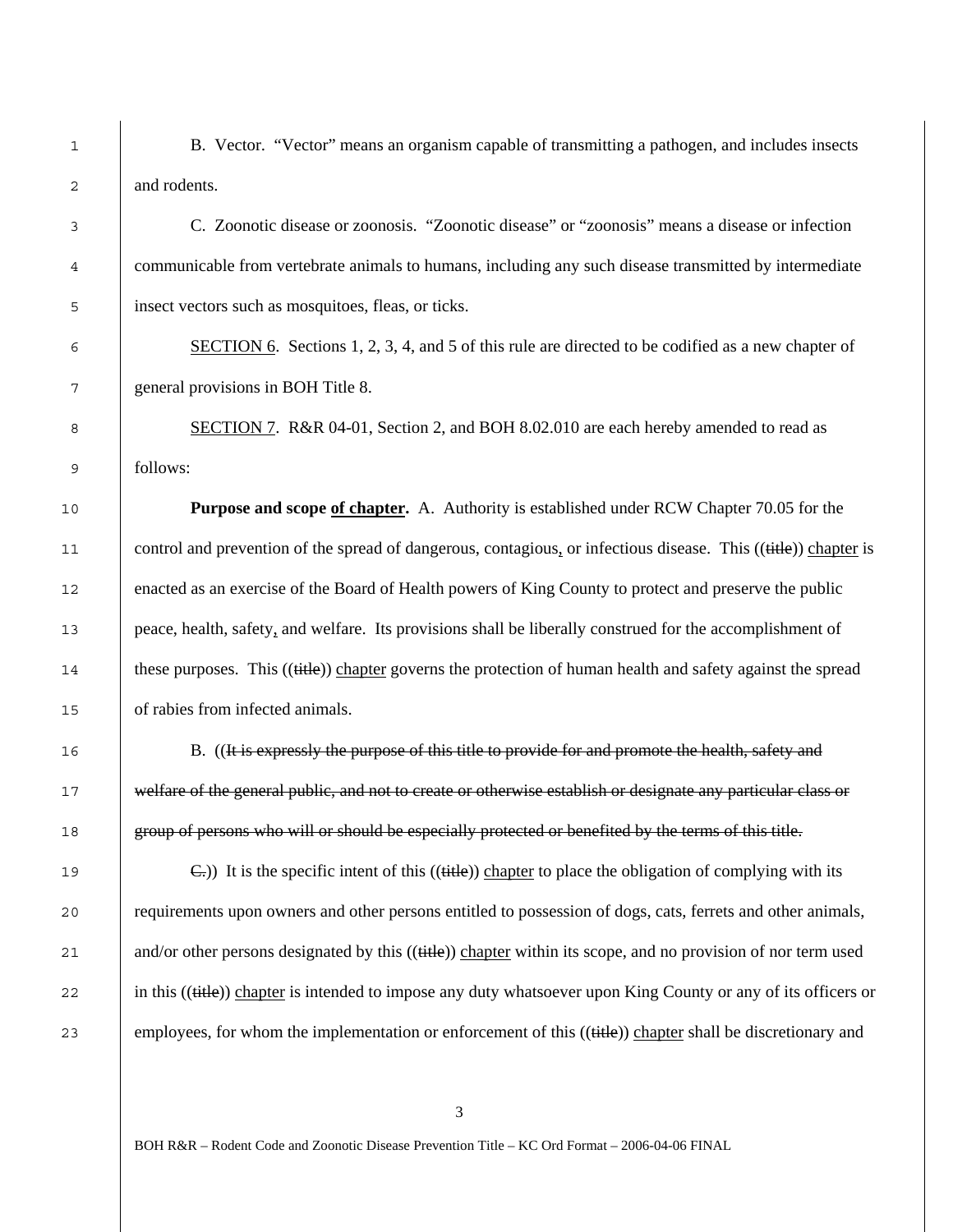B. Vector. "Vector" means an organism capable of transmitting a pathogen, and includes insects and rodents.

C. Zoonotic disease or zoonosis. "Zoonotic disease" or "zoonosis" means a disease or infection communicable from vertebrate animals to humans, including any such disease transmitted by intermediate insect vectors such as mosquitoes, fleas, or ticks.

<u>SECTION 6</u>. Sections 1, 2, 3, 4, and 5 of this rule are directed to be codified as a new chapter of general provisions in BOH Title 8.

<u>SECTION 7</u>. R&R 04-01, Section 2, and BOH 8.02.010 are each hereby amended to read as follows:

**Purpose and scope <u>of chapter</u>.** A. Authority is established under RCW Chapter 70.05 for the control and prevention of the spread of dangerous, contagious<u>,</u> or infectious disease. This ((~~title~~)) <u>chapter</u> is enacted as an exercise of the Board of Health powers of King County to protect and preserve the public peace, health, safety<u>,</u> and welfare. Its provisions shall be liberally construed for the accomplishment of these purposes. This ((~~title~~)) <u>chapter</u> governs the protection of human health and safety against the spread of rabies from infected animals.

B. ((~~It is expressly the purpose of this title to provide for and promote the health, safety and welfare of the general public, and not to create or otherwise establish or designate any particular class or group of persons who will or should be especially protected or benefited by the terms of this title.~~

~~C.~~)) It is the specific intent of this ((~~title~~)) <u>chapter</u> to place the obligation of complying with its requirements upon owners and other persons entitled to possession of dogs, cats, ferrets and other animals, and/or other persons designated by this ((~~title~~)) <u>chapter</u> within its scope, and no provision of nor term used in this ((~~title~~)) <u>chapter</u> is intended to impose any duty whatsoever upon King County or any of its officers or employees, for whom the implementation or enforcement of this ((~~title~~)) <u>chapter</u> shall be discretionary and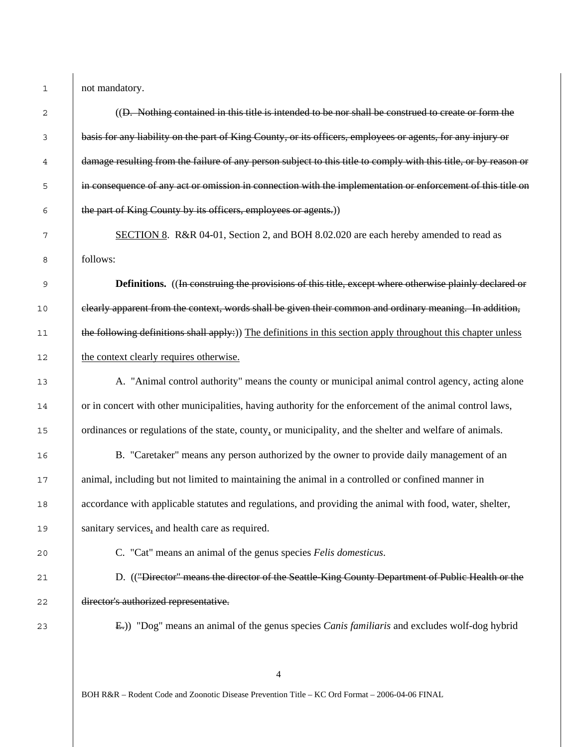not mandatory.

((~~D. Nothing contained in this title is intended to be nor shall be construed to create or form the basis for any liability on the part of King County, or its officers, employees or agents, for any injury or damage resulting from the failure of any person subject to this title to comply with this title, or by reason or in consequence of any act or omission in connection with the implementation or enforcement of this title on the part of King County by its officers, employees or agents.~~))

<u>SECTION 8</u>. R&R 04-01, Section 2, and BOH 8.02.020 are each hereby amended to read as follows:

**Definitions.** ((~~In construing the provisions of this title, except where otherwise plainly declared or clearly apparent from the context, words shall be given their common and ordinary meaning. In addition, the following definitions shall apply:~~)) <u>The definitions in this section apply throughout this chapter unless the context clearly requires otherwise.</u>

A. "Animal control authority" means the county or municipal animal control agency, acting alone or in concert with other municipalities, having authority for the enforcement of the animal control laws, ordinances or regulations of the state, county<u>,</u> or municipality, and the shelter and welfare of animals.

B. "Caretaker" means any person authorized by the owner to provide daily management of an animal, including but not limited to maintaining the animal in a controlled or confined manner in accordance with applicable statutes and regulations, and providing the animal with food, water, shelter, sanitary services<u>,</u> and health care as required.

C. "Cat" means an animal of the genus species *Felis domesticus*.

D. ((~~"Director" means the director of the Seattle-King County Department of Public Health or the director's authorized representative.~~

~~E.~~)) "Dog" means an animal of the genus species *Canis familiaris* and excludes wolf-dog hybrid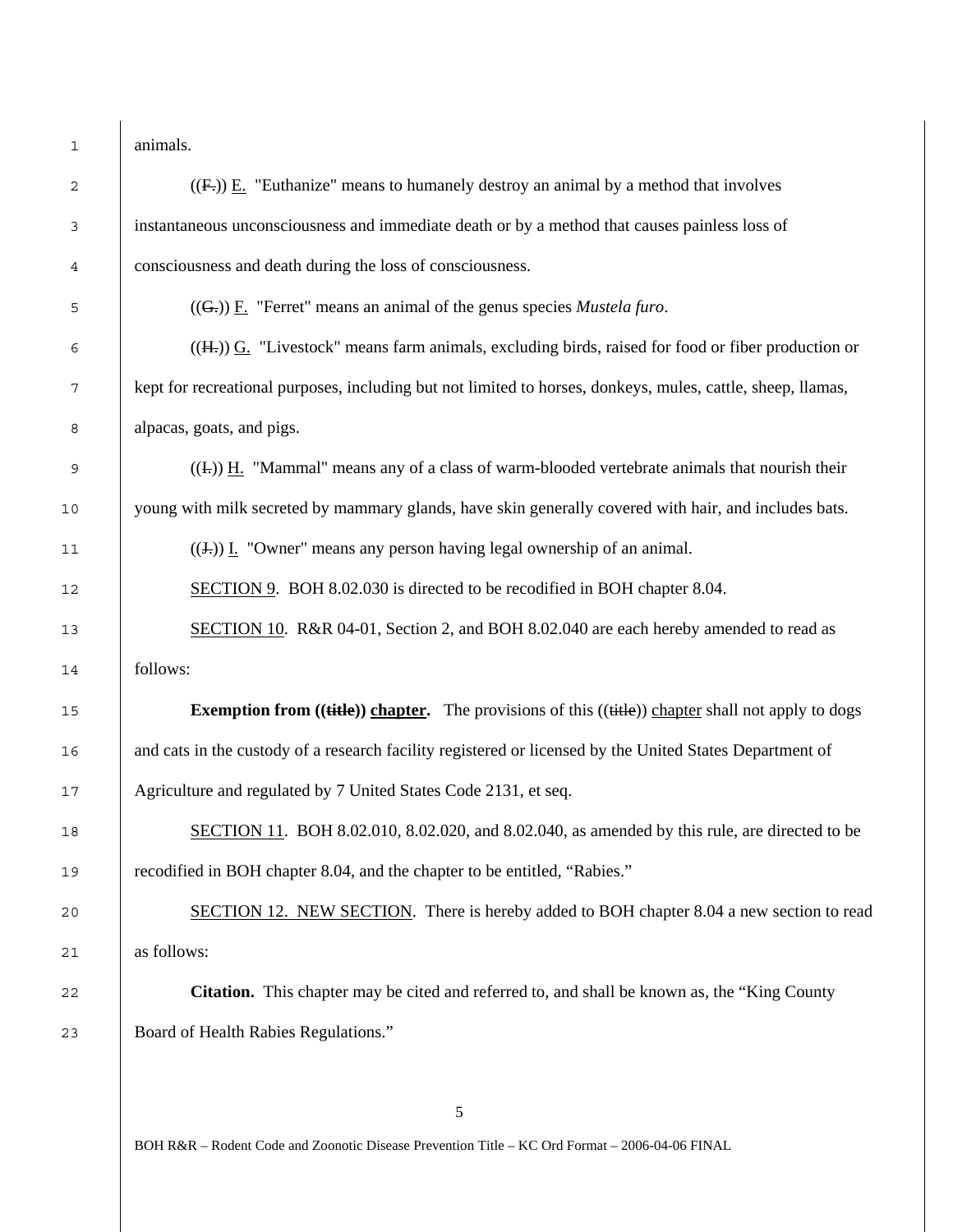animals.

((F.)) E. "Euthanize" means to humanely destroy an animal by a method that involves instantaneous unconsciousness and immediate death or by a method that causes painless loss of consciousness and death during the loss of consciousness.

((G.)) F. "Ferret" means an animal of the genus species *Mustela furo*.

((H.)) G. "Livestock" means farm animals, excluding birds, raised for food or fiber production or kept for recreational purposes, including but not limited to horses, donkeys, mules, cattle, sheep, llamas, alpacas, goats, and pigs.

((I.)) H. "Mammal" means any of a class of warm-blooded vertebrate animals that nourish their young with milk secreted by mammary glands, have skin generally covered with hair, and includes bats.

((J.)) I. "Owner" means any person having legal ownership of an animal.

SECTION 9. BOH 8.02.030 is directed to be recodified in BOH chapter 8.04.

SECTION 10. R&R 04-01, Section 2, and BOH 8.02.040 are each hereby amended to read as follows:

**Exemption from ((title)) chapter.** The provisions of this ((title)) chapter shall not apply to dogs and cats in the custody of a research facility registered or licensed by the United States Department of Agriculture and regulated by 7 United States Code 2131, et seq.

SECTION 11. BOH 8.02.010, 8.02.020, and 8.02.040, as amended by this rule, are directed to be recodified in BOH chapter 8.04, and the chapter to be entitled, "Rabies."

SECTION 12. NEW SECTION. There is hereby added to BOH chapter 8.04 a new section to read as follows:

**Citation.** This chapter may be cited and referred to, and shall be known as, the "King County Board of Health Rabies Regulations."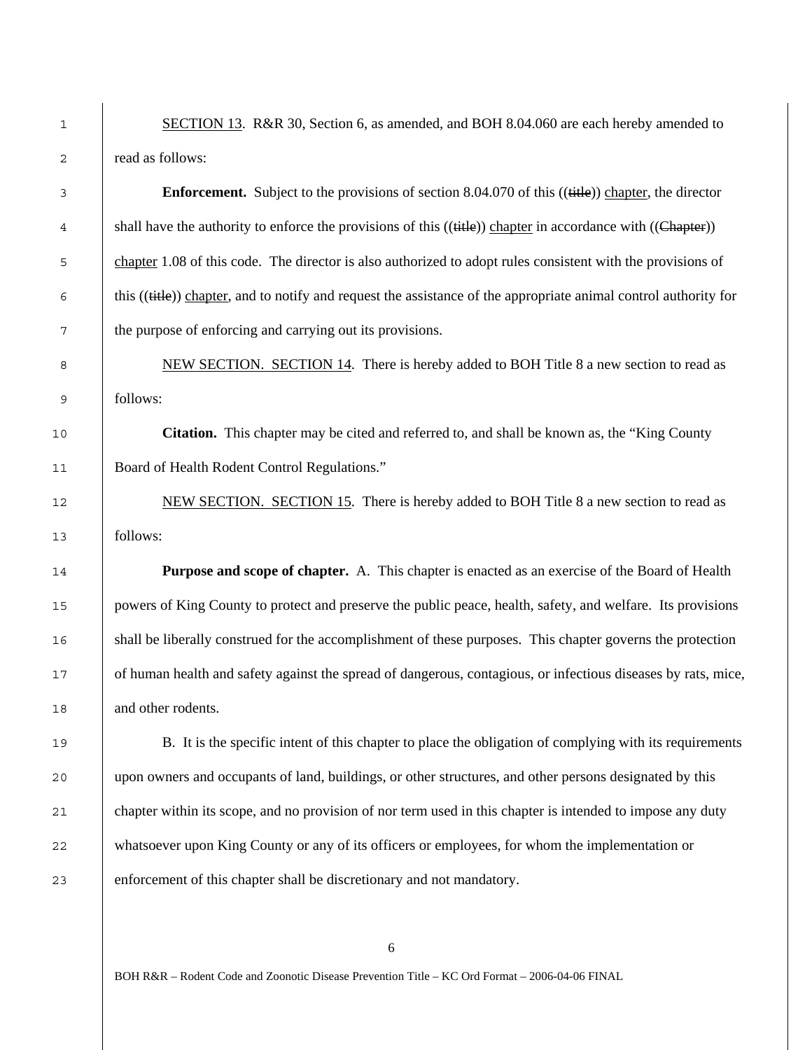SECTION 13. R&R 30, Section 6, as amended, and BOH 8.04.060 are each hereby amended to read as follows:

**Enforcement.** Subject to the provisions of section 8.04.070 of this ((~~title~~)) chapter, the director shall have the authority to enforce the provisions of this ((~~title~~)) chapter in accordance with ((~~Chapter~~)) chapter 1.08 of this code. The director is also authorized to adopt rules consistent with the provisions of this ((~~title~~)) chapter, and to notify and request the assistance of the appropriate animal control authority for the purpose of enforcing and carrying out its provisions.

NEW SECTION. SECTION 14. There is hereby added to BOH Title 8 a new section to read as follows:

**Citation.** This chapter may be cited and referred to, and shall be known as, the "King County Board of Health Rodent Control Regulations."

NEW SECTION. SECTION 15. There is hereby added to BOH Title 8 a new section to read as follows:

**Purpose and scope of chapter.** A. This chapter is enacted as an exercise of the Board of Health powers of King County to protect and preserve the public peace, health, safety, and welfare. Its provisions shall be liberally construed for the accomplishment of these purposes. This chapter governs the protection of human health and safety against the spread of dangerous, contagious, or infectious diseases by rats, mice, and other rodents.

B. It is the specific intent of this chapter to place the obligation of complying with its requirements upon owners and occupants of land, buildings, or other structures, and other persons designated by this chapter within its scope, and no provision of nor term used in this chapter is intended to impose any duty whatsoever upon King County or any of its officers or employees, for whom the implementation or enforcement of this chapter shall be discretionary and not mandatory.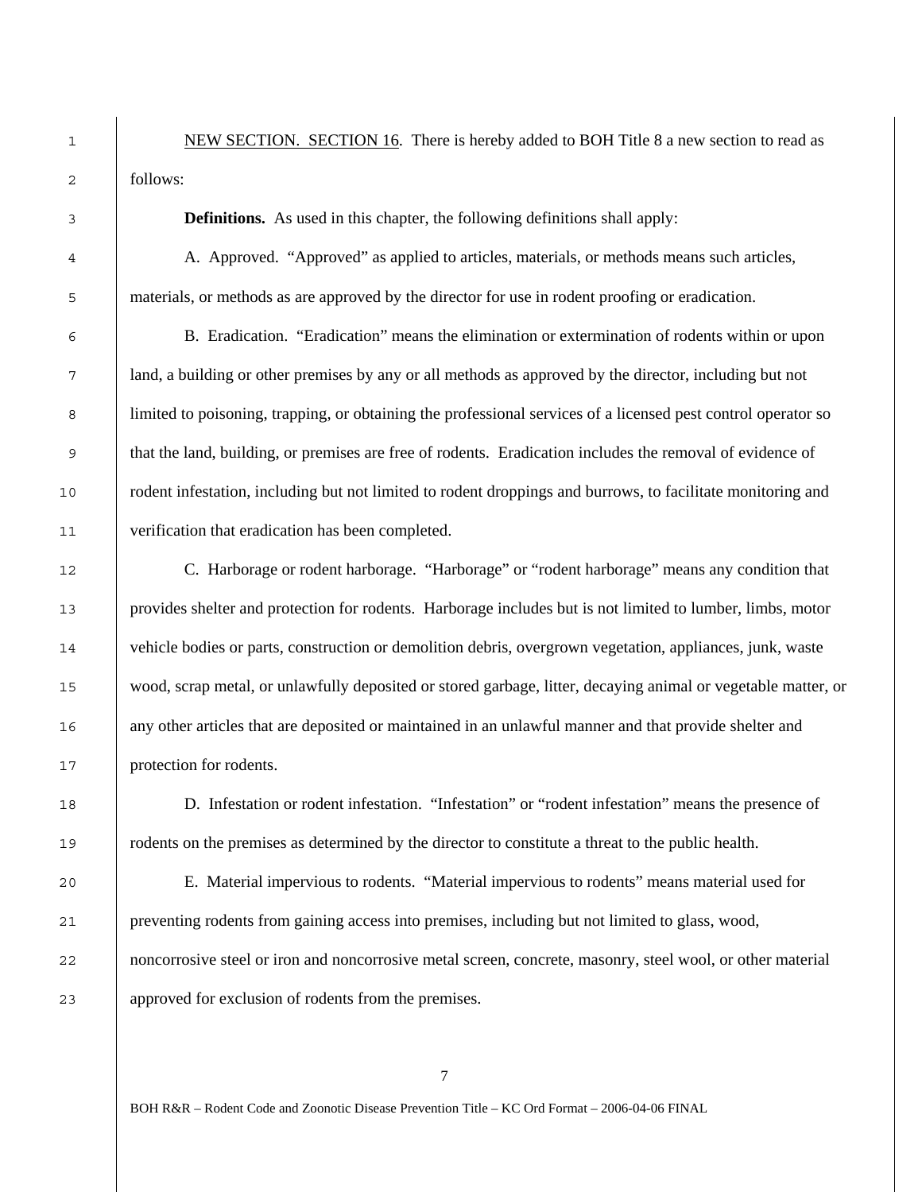<u>NEW SECTION. SECTION 16</u>. There is hereby added to BOH Title 8 a new section to read as follows:

**Definitions.** As used in this chapter, the following definitions shall apply:

A. Approved. "Approved" as applied to articles, materials, or methods means such articles, materials, or methods as are approved by the director for use in rodent proofing or eradication.

B. Eradication. "Eradication" means the elimination or extermination of rodents within or upon land, a building or other premises by any or all methods as approved by the director, including but not limited to poisoning, trapping, or obtaining the professional services of a licensed pest control operator so that the land, building, or premises are free of rodents. Eradication includes the removal of evidence of rodent infestation, including but not limited to rodent droppings and burrows, to facilitate monitoring and verification that eradication has been completed.

C. Harborage or rodent harborage. "Harborage" or "rodent harborage" means any condition that provides shelter and protection for rodents. Harborage includes but is not limited to lumber, limbs, motor vehicle bodies or parts, construction or demolition debris, overgrown vegetation, appliances, junk, waste wood, scrap metal, or unlawfully deposited or stored garbage, litter, decaying animal or vegetable matter, or any other articles that are deposited or maintained in an unlawful manner and that provide shelter and protection for rodents.

D. Infestation or rodent infestation. "Infestation" or "rodent infestation" means the presence of rodents on the premises as determined by the director to constitute a threat to the public health.

E. Material impervious to rodents. "Material impervious to rodents" means material used for preventing rodents from gaining access into premises, including but not limited to glass, wood, noncorrosive steel or iron and noncorrosive metal screen, concrete, masonry, steel wool, or other material approved for exclusion of rodents from the premises.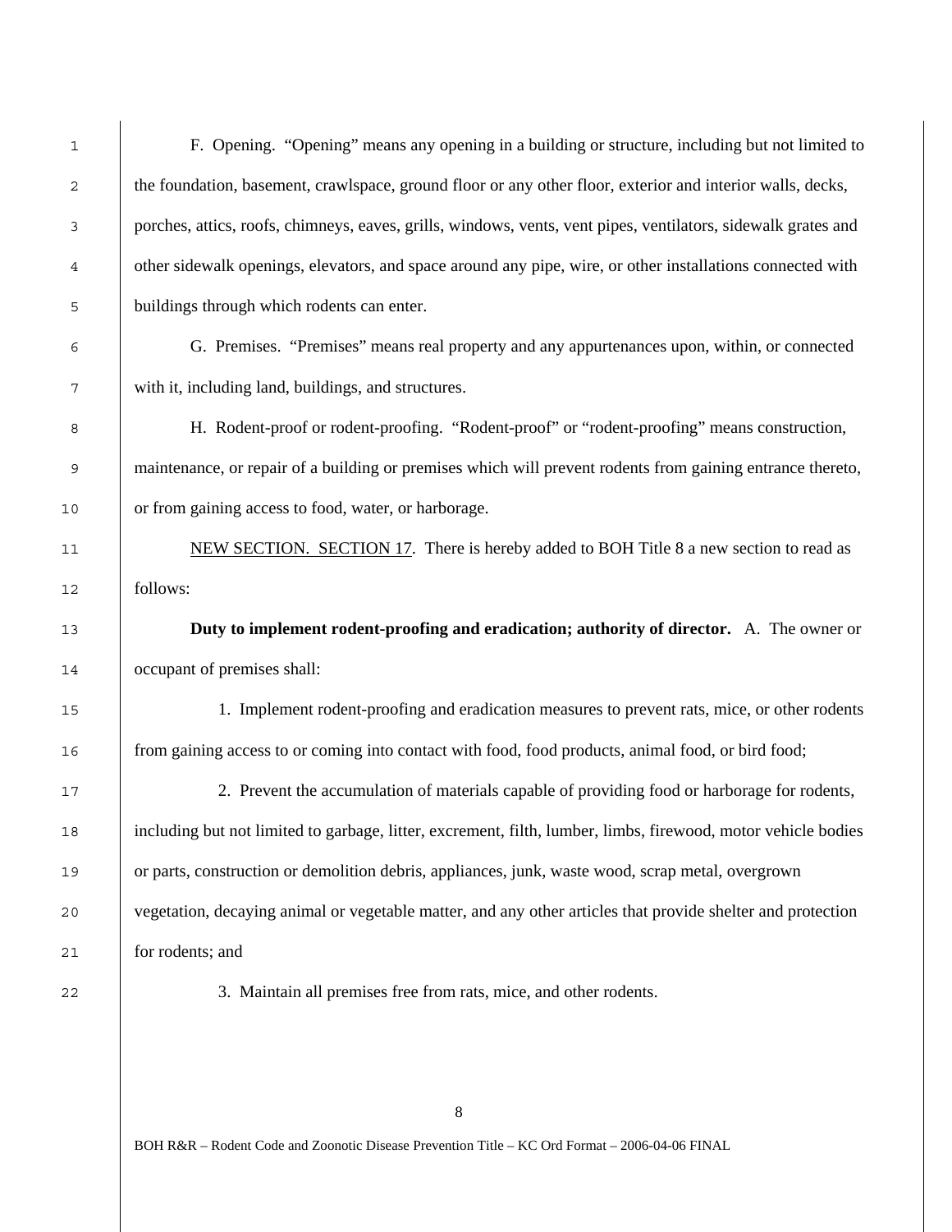F. Opening. "Opening" means any opening in a building or structure, including but not limited to the foundation, basement, crawlspace, ground floor or any other floor, exterior and interior walls, decks, porches, attics, roofs, chimneys, eaves, grills, windows, vents, vent pipes, ventilators, sidewalk grates and other sidewalk openings, elevators, and space around any pipe, wire, or other installations connected with buildings through which rodents can enter.

G. Premises. "Premises" means real property and any appurtenances upon, within, or connected with it, including land, buildings, and structures.

H. Rodent-proof or rodent-proofing. "Rodent-proof" or "rodent-proofing" means construction, maintenance, or repair of a building or premises which will prevent rodents from gaining entrance thereto, or from gaining access to food, water, or harborage.

NEW SECTION. SECTION 17. There is hereby added to BOH Title 8 a new section to read as follows:

**Duty to implement rodent-proofing and eradication; authority of director.** A. The owner or occupant of premises shall:

1. Implement rodent-proofing and eradication measures to prevent rats, mice, or other rodents from gaining access to or coming into contact with food, food products, animal food, or bird food;

2. Prevent the accumulation of materials capable of providing food or harborage for rodents, including but not limited to garbage, litter, excrement, filth, lumber, limbs, firewood, motor vehicle bodies or parts, construction or demolition debris, appliances, junk, waste wood, scrap metal, overgrown vegetation, decaying animal or vegetable matter, and any other articles that provide shelter and protection for rodents; and

3. Maintain all premises free from rats, mice, and other rodents.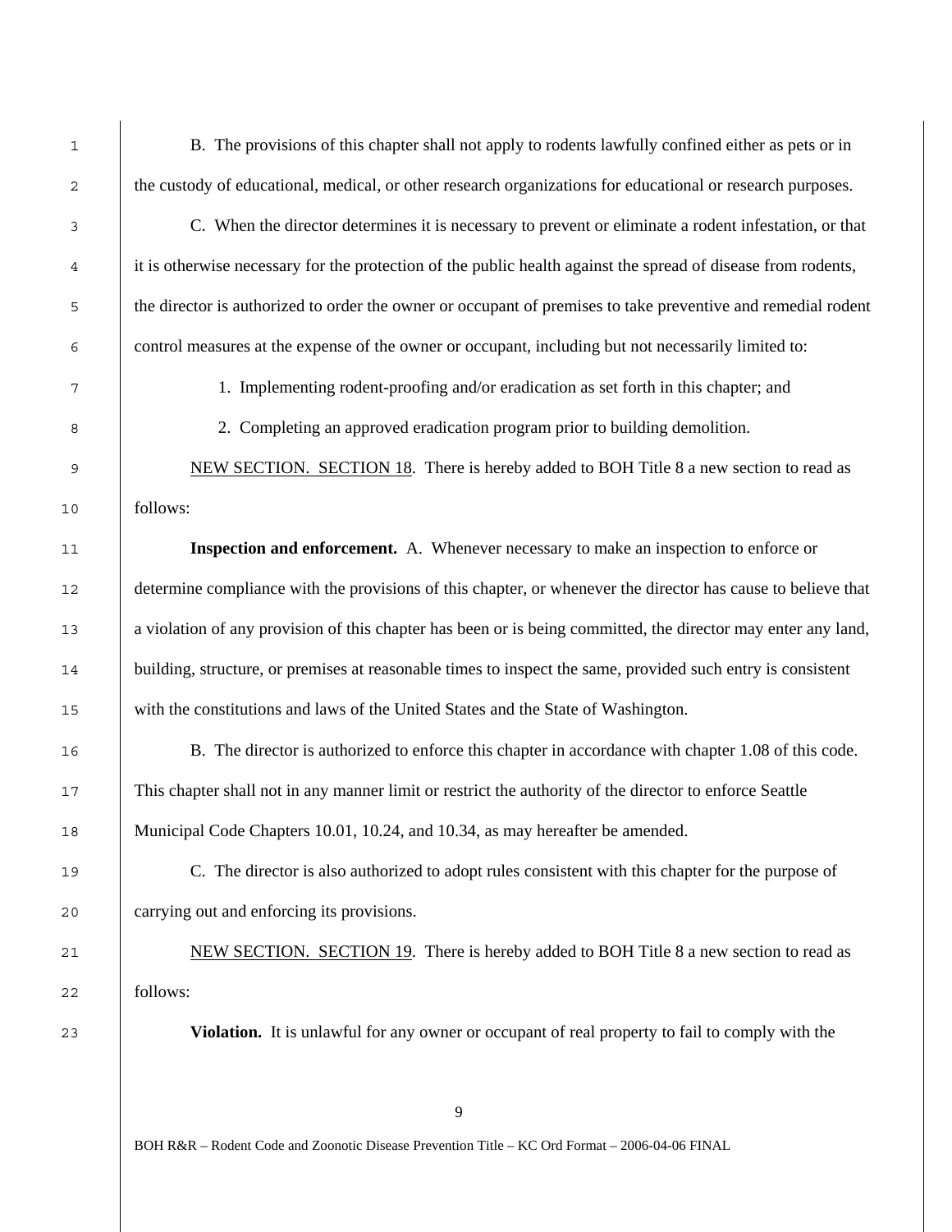B. The provisions of this chapter shall not apply to rodents lawfully confined either as pets or in the custody of educational, medical, or other research organizations for educational or research purposes.

C. When the director determines it is necessary to prevent or eliminate a rodent infestation, or that it is otherwise necessary for the protection of the public health against the spread of disease from rodents, the director is authorized to order the owner or occupant of premises to take preventive and remedial rodent control measures at the expense of the owner or occupant, including but not necessarily limited to:

1. Implementing rodent-proofing and/or eradication as set forth in this chapter; and
2. Completing an approved eradication program prior to building demolition.

NEW SECTION. SECTION 18. There is hereby added to BOH Title 8 a new section to read as follows:

**Inspection and enforcement.** A. Whenever necessary to make an inspection to enforce or determine compliance with the provisions of this chapter, or whenever the director has cause to believe that a violation of any provision of this chapter has been or is being committed, the director may enter any land, building, structure, or premises at reasonable times to inspect the same, provided such entry is consistent with the constitutions and laws of the United States and the State of Washington.

B. The director is authorized to enforce this chapter in accordance with chapter 1.08 of this code. This chapter shall not in any manner limit or restrict the authority of the director to enforce Seattle Municipal Code Chapters 10.01, 10.24, and 10.34, as may hereafter be amended.

C. The director is also authorized to adopt rules consistent with this chapter for the purpose of carrying out and enforcing its provisions.

NEW SECTION. SECTION 19. There is hereby added to BOH Title 8 a new section to read as follows:

**Violation.** It is unlawful for any owner or occupant of real property to fail to comply with the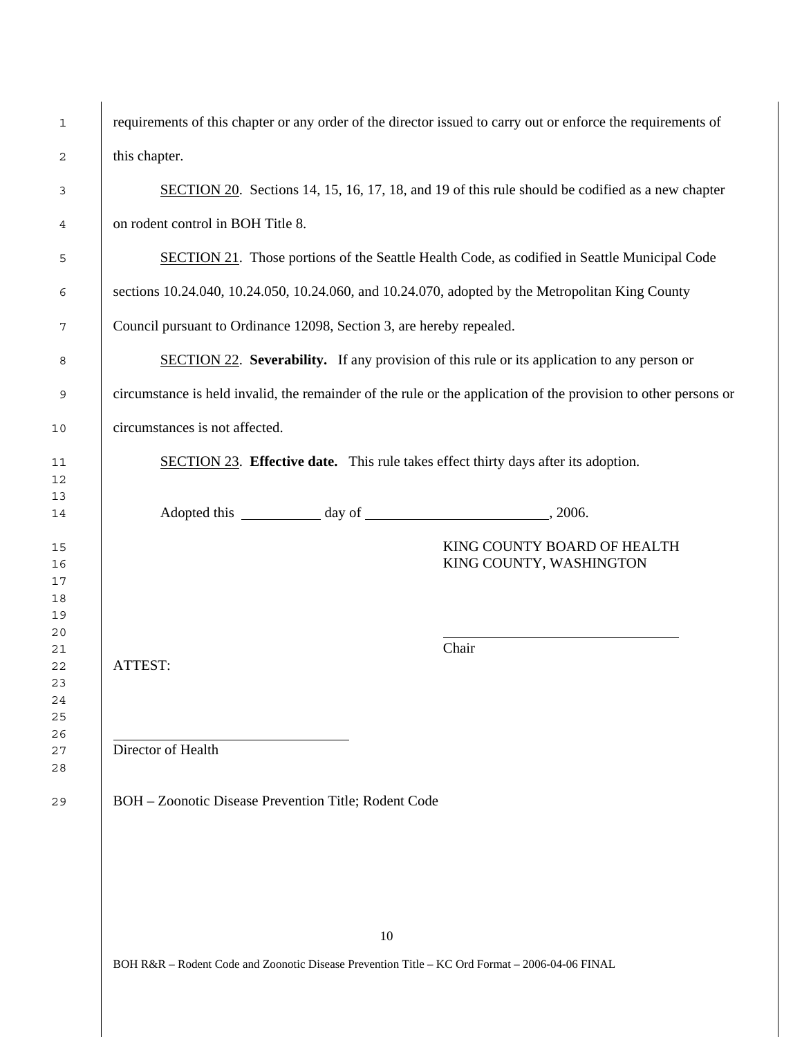requirements of this chapter or any order of the director issued to carry out or enforce the requirements of this chapter.

<u>SECTION 20</u>. Sections 14, 15, 16, 17, 18, and 19 of this rule should be codified as a new chapter on rodent control in BOH Title 8.

<u>SECTION 21</u>. Those portions of the Seattle Health Code, as codified in Seattle Municipal Code sections 10.24.040, 10.24.050, 10.24.060, and 10.24.070, adopted by the Metropolitan King County Council pursuant to Ordinance 12098, Section 3, are hereby repealed.

<u>SECTION 22</u>. **Severability.** If any provision of this rule or its application to any person or circumstance is held invalid, the remainder of the rule or the application of the provision to other persons or circumstances is not affected.

<u>SECTION 23</u>. **Effective date.** This rule takes effect thirty days after its adoption.

Adopted this ___________ day of _________________________, 2006.

KING COUNTY BOARD OF HEALTH
KING COUNTY, WASHINGTON

_________________________________
Chair

ATTEST:

_________________________________
Director of Health

BOH – Zoonotic Disease Prevention Title; Rodent Code

BOH R&R – Rodent Code and Zoonotic Disease Prevention Title – KC Ord Format – 2006-04-06 FINAL